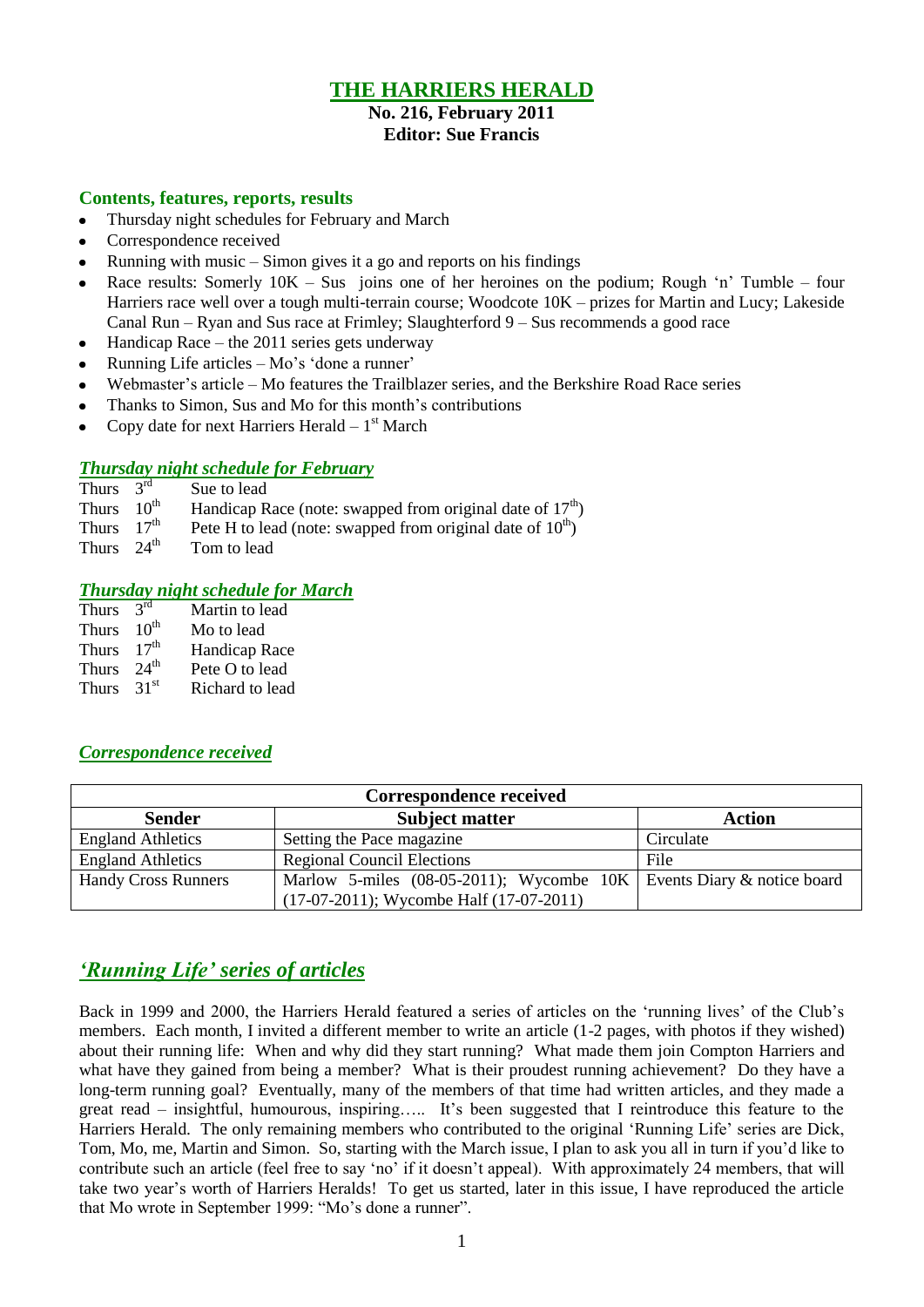# THE HARRIERS HERALD

**No. 216, February 2011**
**Editor: Sue Francis**

### Contents, features, reports, results

- Thursday night schedules for February and March
- Correspondence received
- Running with music – Simon gives it a go and reports on his findings
- Race results: Somerly 10K – Sus joins one of her heroines on the podium; Rough 'n' Tumble – four Harriers race well over a tough multi-terrain course; Woodcote 10K – prizes for Martin and Lucy; Lakeside Canal Run – Ryan and Sus race at Frimley; Slaughterford 9 – Sus recommends a good race
- Handicap Race – the 2011 series gets underway
- Running Life articles – Mo's 'done a runner'
- Webmaster's article – Mo features the Trailblazer series, and the Berkshire Road Race series
- Thanks to Simon, Sus and Mo for this month's contributions
- Copy date for next Harriers Herald – 1st March

### *Thursday night schedule for February*

Thurs 3rd Sue to lead
Thurs 10th Handicap Race (note: swapped from original date of 17th)
Thurs 17th Pete H to lead (note: swapped from original date of 10th)
Thurs 24th Tom to lead

### *Thursday night schedule for March*

Thurs 3rd Martin to lead
Thurs 10th Mo to lead
Thurs 17th Handicap Race
Thurs 24th Pete O to lead
Thurs 31st Richard to lead

### *Correspondence received*

| Correspondence received | | |
|---|---|---|
| **Sender** | **Subject matter** | **Action** |
| England Athletics | Setting the Pace magazine | Circulate |
| England Athletics | Regional Council Elections | File |
| Handy Cross Runners | Marlow 5-miles (08-05-2011); Wycombe 10K (17-07-2011); Wycombe Half (17-07-2011) | Events Diary & notice board |

## *'Running Life' series of articles*

Back in 1999 and 2000, the Harriers Herald featured a series of articles on the 'running lives' of the Club's members. Each month, I invited a different member to write an article (1-2 pages, with photos if they wished) about their running life: When and why did they start running? What made them join Compton Harriers and what have they gained from being a member? What is their proudest running achievement? Do they have a long-term running goal? Eventually, many of the members of that time had written articles, and they made a great read – insightful, humourous, inspiring….. It's been suggested that I reintroduce this feature to the Harriers Herald. The only remaining members who contributed to the original 'Running Life' series are Dick, Tom, Mo, me, Martin and Simon. So, starting with the March issue, I plan to ask you all in turn if you'd like to contribute such an article (feel free to say 'no' if it doesn't appeal). With approximately 24 members, that will take two year's worth of Harriers Heralds! To get us started, later in this issue, I have reproduced the article that Mo wrote in September 1999: "Mo's done a runner".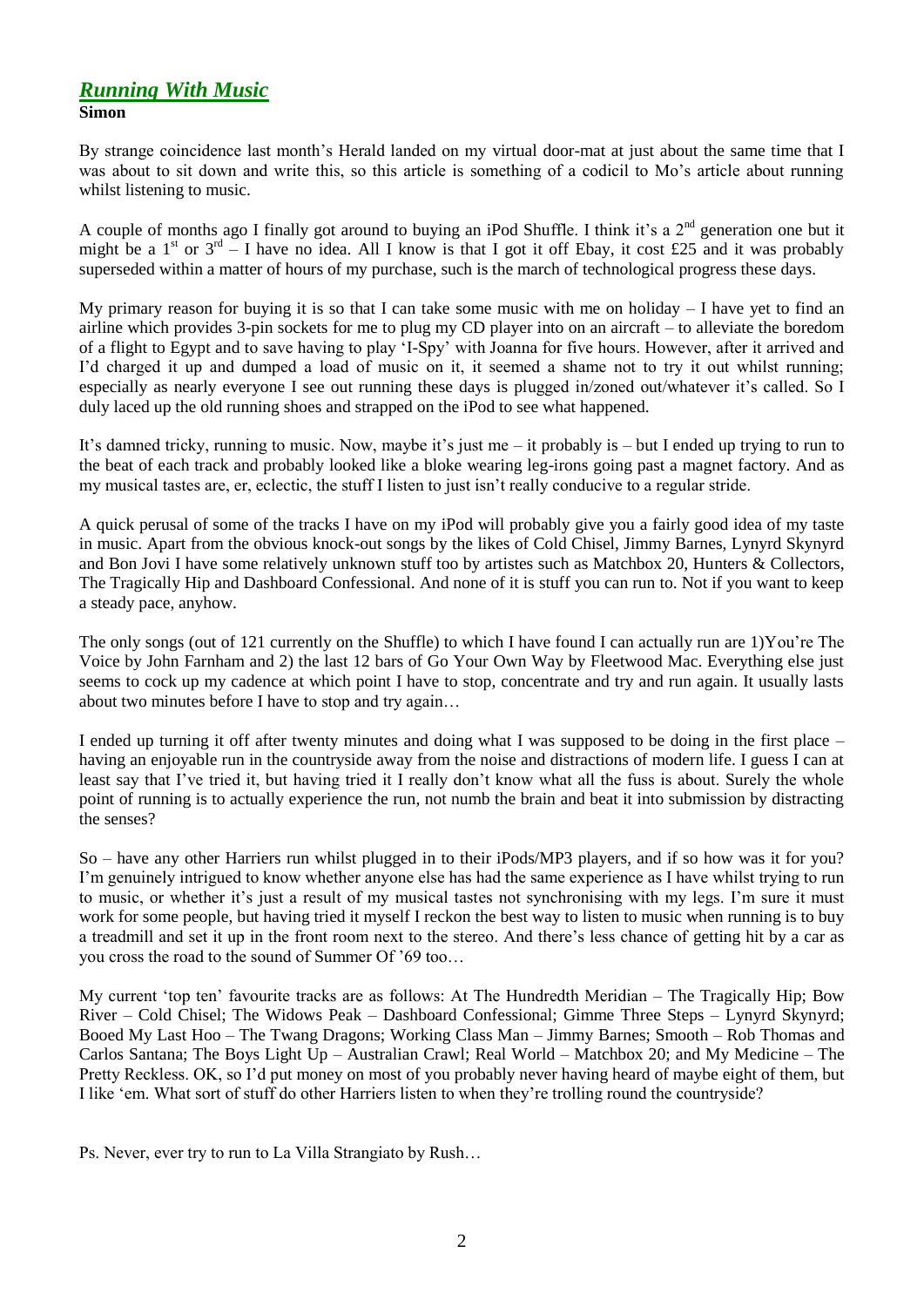## *Running With Music*

**Simon**

By strange coincidence last month's Herald landed on my virtual door-mat at just about the same time that I was about to sit down and write this, so this article is something of a codicil to Mo's article about running whilst listening to music.

A couple of months ago I finally got around to buying an iPod Shuffle. I think it's a 2nd generation one but it might be a 1st or 3rd – I have no idea. All I know is that I got it off Ebay, it cost £25 and it was probably superseded within a matter of hours of my purchase, such is the march of technological progress these days.

My primary reason for buying it is so that I can take some music with me on holiday – I have yet to find an airline which provides 3-pin sockets for me to plug my CD player into on an aircraft – to alleviate the boredom of a flight to Egypt and to save having to play 'I-Spy' with Joanna for five hours. However, after it arrived and I'd charged it up and dumped a load of music on it, it seemed a shame not to try it out whilst running; especially as nearly everyone I see out running these days is plugged in/zoned out/whatever it's called. So I duly laced up the old running shoes and strapped on the iPod to see what happened.

It's damned tricky, running to music. Now, maybe it's just me – it probably is – but I ended up trying to run to the beat of each track and probably looked like a bloke wearing leg-irons going past a magnet factory. And as my musical tastes are, er, eclectic, the stuff I listen to just isn't really conducive to a regular stride.

A quick perusal of some of the tracks I have on my iPod will probably give you a fairly good idea of my taste in music. Apart from the obvious knock-out songs by the likes of Cold Chisel, Jimmy Barnes, Lynyrd Skynyrd and Bon Jovi I have some relatively unknown stuff too by artistes such as Matchbox 20, Hunters & Collectors, The Tragically Hip and Dashboard Confessional. And none of it is stuff you can run to. Not if you want to keep a steady pace, anyhow.

The only songs (out of 121 currently on the Shuffle) to which I have found I can actually run are 1)You're The Voice by John Farnham and 2) the last 12 bars of Go Your Own Way by Fleetwood Mac. Everything else just seems to cock up my cadence at which point I have to stop, concentrate and try and run again. It usually lasts about two minutes before I have to stop and try again…

I ended up turning it off after twenty minutes and doing what I was supposed to be doing in the first place – having an enjoyable run in the countryside away from the noise and distractions of modern life. I guess I can at least say that I've tried it, but having tried it I really don't know what all the fuss is about. Surely the whole point of running is to actually experience the run, not numb the brain and beat it into submission by distracting the senses?

So – have any other Harriers run whilst plugged in to their iPods/MP3 players, and if so how was it for you? I'm genuinely intrigued to know whether anyone else has had the same experience as I have whilst trying to run to music, or whether it's just a result of my musical tastes not synchronising with my legs. I'm sure it must work for some people, but having tried it myself I reckon the best way to listen to music when running is to buy a treadmill and set it up in the front room next to the stereo. And there's less chance of getting hit by a car as you cross the road to the sound of Summer Of '69 too…

My current 'top ten' favourite tracks are as follows: At The Hundredth Meridian – The Tragically Hip; Bow River – Cold Chisel; The Widows Peak – Dashboard Confessional; Gimme Three Steps – Lynyrd Skynyrd; Booed My Last Hoo – The Twang Dragons; Working Class Man – Jimmy Barnes; Smooth – Rob Thomas and Carlos Santana; The Boys Light Up – Australian Crawl; Real World – Matchbox 20; and My Medicine – The Pretty Reckless. OK, so I'd put money on most of you probably never having heard of maybe eight of them, but I like 'em. What sort of stuff do other Harriers listen to when they're trolling round the countryside?

Ps. Never, ever try to run to La Villa Strangiato by Rush…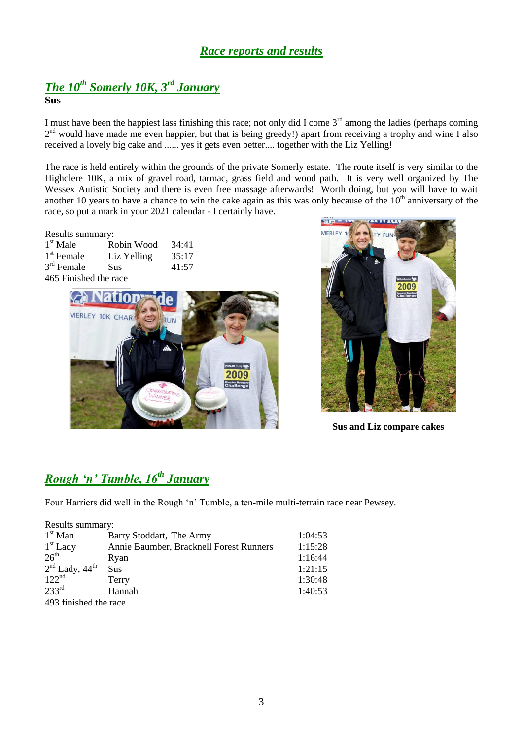# *Race reports and results*

## *The 10th Somerly 10K, 3rd January*

**Sus**

I must have been the happiest lass finishing this race; not only did I come 3rd among the ladies (perhaps coming 2nd would have made me even happier, but that is being greedy!) apart from receiving a trophy and wine I also received a lovely big cake and ...... yes it gets even better.... together with the Liz Yelling!

The race is held entirely within the grounds of the private Somerly estate. The route itself is very similar to the Highclere 10K, a mix of gravel road, tarmac, grass field and wood path. It is very well organized by The Wessex Autistic Society and there is even free massage afterwards! Worth doing, but you will have to wait another 10 years to have a chance to win the cake again as this was only because of the 10th anniversary of the race, so put a mark in your 2021 calendar - I certainly have.

Results summary:

| | | |
|---|---|---|
| 1st Male | Robin Wood | 34:41 |
| 1st Female | Liz Yelling | 35:17 |
| 3rd Female | Sus | 41:57 |

465 Finished the race

**Sus and Liz compare cakes**

## *Rough 'n' Tumble, 16th January*

Four Harriers did well in the Rough 'n' Tumble, a ten-mile multi-terrain race near Pewsey.

Results summary:

| | | |
|---|---|---|
| 1st Man | Barry Stoddart, The Army | 1:04:53 |
| 1st Lady | Annie Baumber, Bracknell Forest Runners | 1:15:28 |
| 26th | Ryan | 1:16:44 |
| 2nd Lady, 44th | Sus | 1:21:15 |
| 122nd | Terry | 1:30:48 |
| 233rd | Hannah | 1:40:53 |

493 finished the race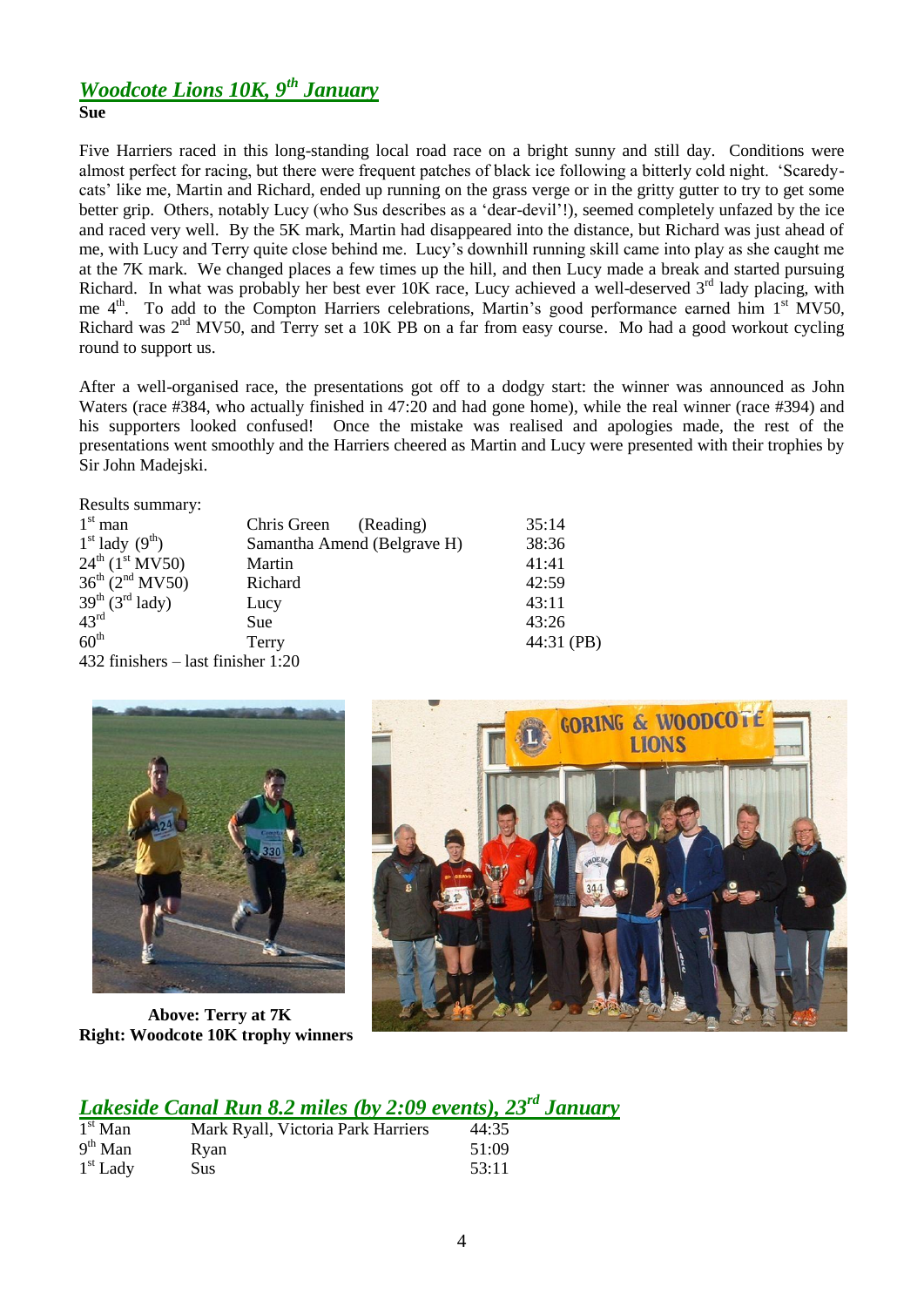## *Woodcote Lions 10K, 9th January*

**Sue**

Five Harriers raced in this long-standing local road race on a bright sunny and still day. Conditions were almost perfect for racing, but there were frequent patches of black ice following a bitterly cold night. 'Scaredy-cats' like me, Martin and Richard, ended up running on the grass verge or in the gritty gutter to try to get some better grip. Others, notably Lucy (who Sus describes as a 'dear-devil'!), seemed completely unfazed by the ice and raced very well. By the 5K mark, Martin had disappeared into the distance, but Richard was just ahead of me, with Lucy and Terry quite close behind me. Lucy's downhill running skill came into play as she caught me at the 7K mark. We changed places a few times up the hill, and then Lucy made a break and started pursuing Richard. In what was probably her best ever 10K race, Lucy achieved a well-deserved 3rd lady placing, with me 4th. To add to the Compton Harriers celebrations, Martin's good performance earned him 1st MV50, Richard was 2nd MV50, and Terry set a 10K PB on a far from easy course. Mo had a good workout cycling round to support us.

After a well-organised race, the presentations got off to a dodgy start: the winner was announced as John Waters (race #384, who actually finished in 47:20 and had gone home), while the real winner (race #394) and his supporters looked confused! Once the mistake was realised and apologies made, the rest of the presentations went smoothly and the Harriers cheered as Martin and Lucy were presented with their trophies by Sir John Madejski.

Results summary:

| | | |
|---|---|---|
| 1st man | Chris Green (Reading) | 35:14 |
| 1st lady (9th) | Samantha Amend (Belgrave H) | 38:36 |
| 24th (1st MV50) | Martin | 41:41 |
| 36th (2nd MV50) | Richard | 42:59 |
| 39th (3rd lady) | Lucy | 43:11 |
| 43rd | Sue | 43:26 |
| 60th | Terry | 44:31 (PB) |

432 finishers – last finisher 1:20

**Above: Terry at 7K**
**Right: Woodcote 10K trophy winners**

## *Lakeside Canal Run 8.2 miles (by 2:09 events), 23rd January*

| | | |
|---|---|---|
| 1st Man | Mark Ryall, Victoria Park Harriers | 44:35 |
| 9th Man | Ryan | 51:09 |
| 1st Lady | Sus | 53:11 |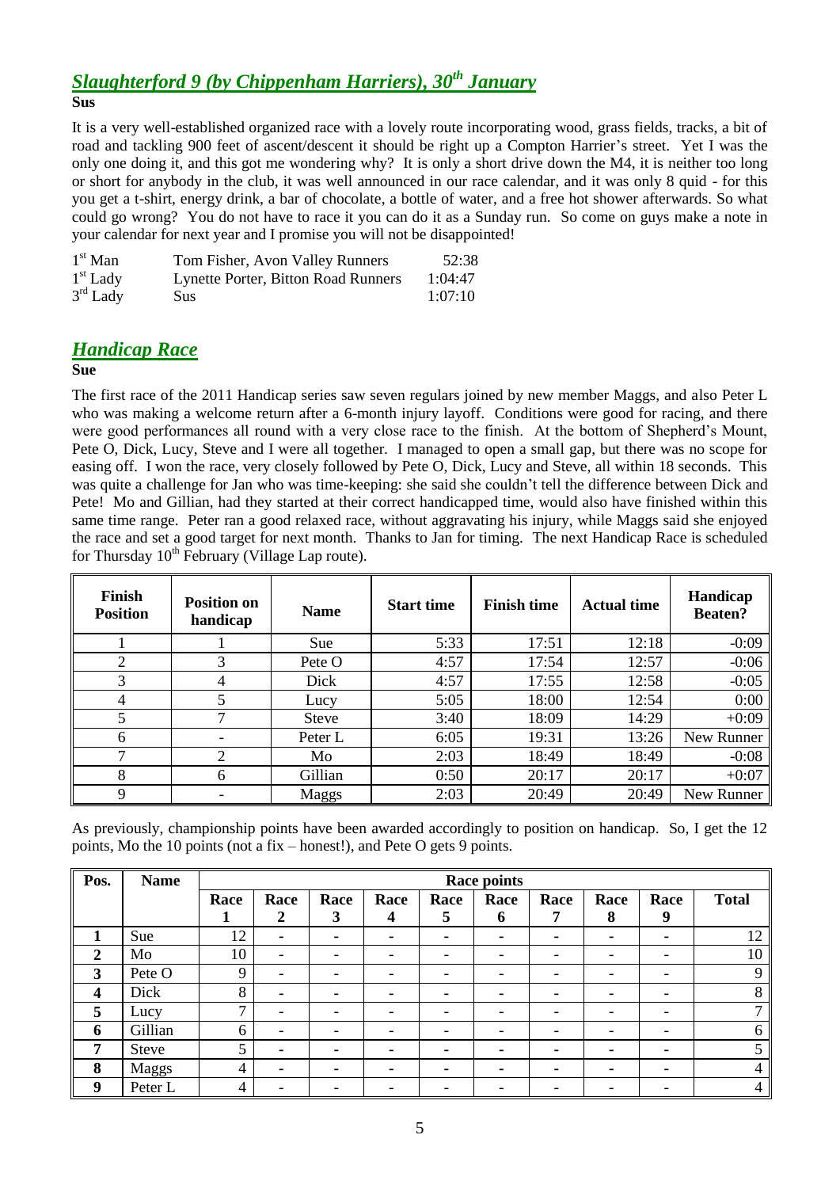## *Slaughterford 9 (by Chippenham Harriers), 30th January*

**Sus**

It is a very well-established organized race with a lovely route incorporating wood, grass fields, tracks, a bit of road and tackling 900 feet of ascent/descent it should be right up a Compton Harrier's street. Yet I was the only one doing it, and this got me wondering why? It is only a short drive down the M4, it is neither too long or short for anybody in the club, it was well announced in our race calendar, and it was only 8 quid - for this you get a t-shirt, energy drink, a bar of chocolate, a bottle of water, and a free hot shower afterwards. So what could go wrong? You do not have to race it you can do it as a Sunday run. So come on guys make a note in your calendar for next year and I promise you will not be disappointed!

| | | |
|---|---|---|
| 1st Man | Tom Fisher, Avon Valley Runners | 52:38 |
| 1st Lady | Lynette Porter, Bitton Road Runners | 1:04:47 |
| 3rd Lady | Sus | 1:07:10 |

## *Handicap Race*

**Sue**

The first race of the 2011 Handicap series saw seven regulars joined by new member Maggs, and also Peter L who was making a welcome return after a 6-month injury layoff. Conditions were good for racing, and there were good performances all round with a very close race to the finish. At the bottom of Shepherd's Mount, Pete O, Dick, Lucy, Steve and I were all together. I managed to open a small gap, but there was no scope for easing off. I won the race, very closely followed by Pete O, Dick, Lucy and Steve, all within 18 seconds. This was quite a challenge for Jan who was time-keeping: she said she couldn't tell the difference between Dick and Pete! Mo and Gillian, had they started at their correct handicapped time, would also have finished within this same time range. Peter ran a good relaxed race, without aggravating his injury, while Maggs said she enjoyed the race and set a good target for next month. Thanks to Jan for timing. The next Handicap Race is scheduled for Thursday 10th February (Village Lap route).

| Finish Position | Position on handicap | Name | Start time | Finish time | Actual time | Handicap Beaten? |
|---|---|---|---|---|---|---|
| 1 | 1 | Sue | 5:33 | 17:51 | 12:18 | -0:09 |
| 2 | 3 | Pete O | 4:57 | 17:54 | 12:57 | -0:06 |
| 3 | 4 | Dick | 4:57 | 17:55 | 12:58 | -0:05 |
| 4 | 5 | Lucy | 5:05 | 18:00 | 12:54 | 0:00 |
| 5 | 7 | Steve | 3:40 | 18:09 | 14:29 | +0:09 |
| 6 | - | Peter L | 6:05 | 19:31 | 13:26 | New Runner |
| 7 | 2 | Mo | 2:03 | 18:49 | 18:49 | -0:08 |
| 8 | 6 | Gillian | 0:50 | 20:17 | 20:17 | +0:07 |
| 9 | - | Maggs | 2:03 | 20:49 | 20:49 | New Runner |

As previously, championship points have been awarded accordingly to position on handicap. So, I get the 12 points, Mo the 10 points (not a fix – honest!), and Pete O gets 9 points.

| Pos. | Name | Race points | | | | | | | | | |
|---|---|---|---|---|---|---|---|---|---|---|---|
| | | Race 1 | Race 2 | Race 3 | Race 4 | Race 5 | Race 6 | Race 7 | Race 8 | Race 9 | Total |
| **1** | Sue | 12 | - | - | - | - | - | - | - | - | 12 |
| **2** | Mo | 10 | - | - | - | - | - | - | - | - | 10 |
| **3** | Pete O | 9 | - | - | - | - | - | - | - | - | 9 |
| **4** | Dick | 8 | - | - | - | - | - | - | - | - | 8 |
| **5** | Lucy | 7 | - | - | - | - | - | - | - | - | 7 |
| **6** | Gillian | 6 | - | - | - | - | - | - | - | - | 6 |
| **7** | Steve | 5 | - | - | - | - | - | - | - | - | 5 |
| **8** | Maggs | 4 | - | - | - | - | - | - | - | - | 4 |
| **9** | Peter L | 4 | - | - | - | - | - | - | - | - | 4 |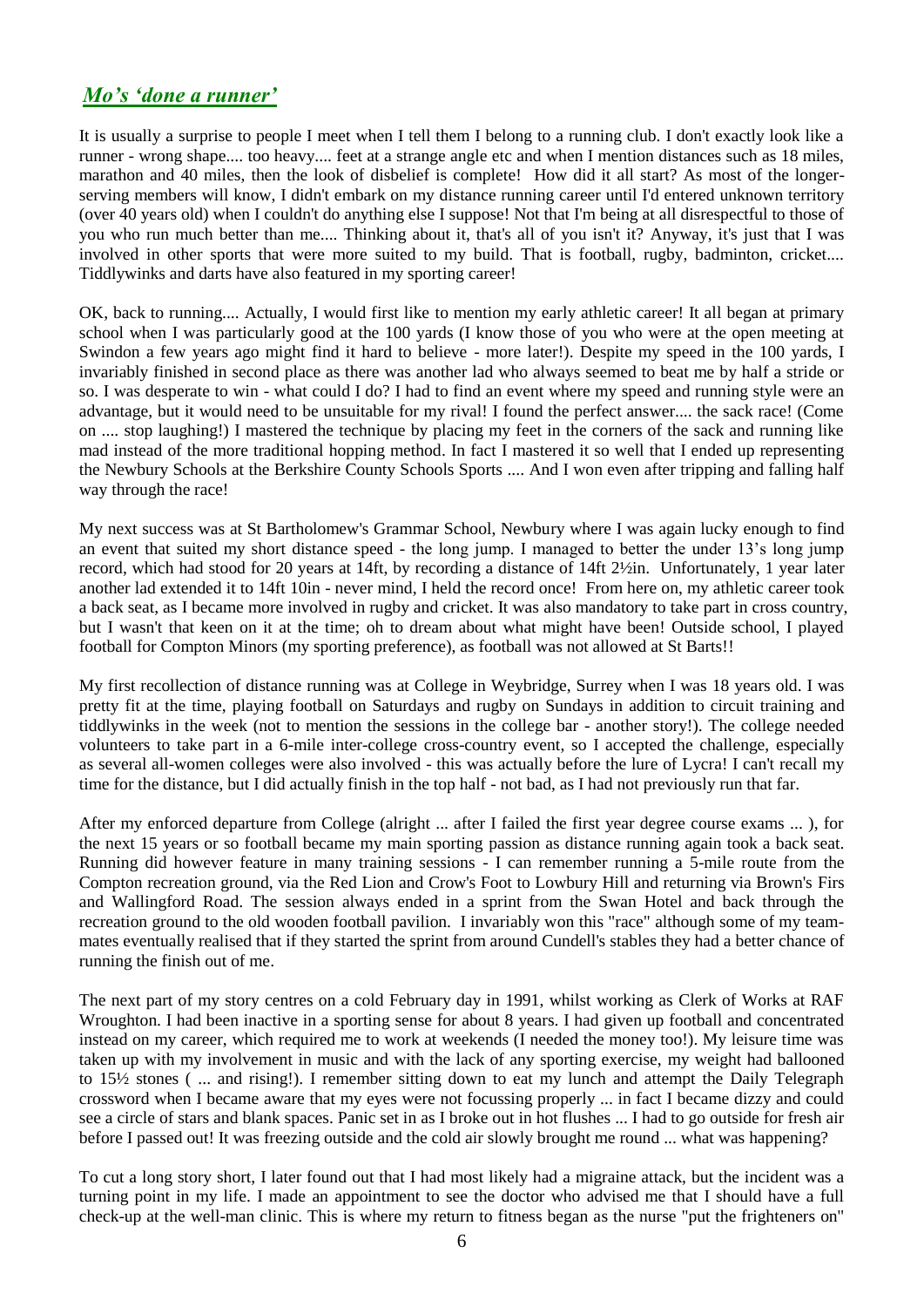## *Mo's 'done a runner'*

It is usually a surprise to people I meet when I tell them I belong to a running club. I don't exactly look like a runner - wrong shape.... too heavy.... feet at a strange angle etc and when I mention distances such as 18 miles, marathon and 40 miles, then the look of disbelief is complete! How did it all start? As most of the longer-serving members will know, I didn't embark on my distance running career until I'd entered unknown territory (over 40 years old) when I couldn't do anything else I suppose! Not that I'm being at all disrespectful to those of you who run much better than me.... Thinking about it, that's all of you isn't it? Anyway, it's just that I was involved in other sports that were more suited to my build. That is football, rugby, badminton, cricket.... Tiddlywinks and darts have also featured in my sporting career!

OK, back to running.... Actually, I would first like to mention my early athletic career! It all began at primary school when I was particularly good at the 100 yards (I know those of you who were at the open meeting at Swindon a few years ago might find it hard to believe - more later!). Despite my speed in the 100 yards, I invariably finished in second place as there was another lad who always seemed to beat me by half a stride or so. I was desperate to win - what could I do? I had to find an event where my speed and running style were an advantage, but it would need to be unsuitable for my rival! I found the perfect answer.... the sack race! (Come on .... stop laughing!) I mastered the technique by placing my feet in the corners of the sack and running like mad instead of the more traditional hopping method. In fact I mastered it so well that I ended up representing the Newbury Schools at the Berkshire County Schools Sports .... And I won even after tripping and falling half way through the race!

My next success was at St Bartholomew's Grammar School, Newbury where I was again lucky enough to find an event that suited my short distance speed - the long jump. I managed to better the under 13's long jump record, which had stood for 20 years at 14ft, by recording a distance of 14ft 2½in. Unfortunately, 1 year later another lad extended it to 14ft 10in - never mind, I held the record once! From here on, my athletic career took a back seat, as I became more involved in rugby and cricket. It was also mandatory to take part in cross country, but I wasn't that keen on it at the time; oh to dream about what might have been! Outside school, I played football for Compton Minors (my sporting preference), as football was not allowed at St Barts!!

My first recollection of distance running was at College in Weybridge, Surrey when I was 18 years old. I was pretty fit at the time, playing football on Saturdays and rugby on Sundays in addition to circuit training and tiddlywinks in the week (not to mention the sessions in the college bar - another story!). The college needed volunteers to take part in a 6-mile inter-college cross-country event, so I accepted the challenge, especially as several all-women colleges were also involved - this was actually before the lure of Lycra! I can't recall my time for the distance, but I did actually finish in the top half - not bad, as I had not previously run that far.

After my enforced departure from College (alright ... after I failed the first year degree course exams ... ), for the next 15 years or so football became my main sporting passion as distance running again took a back seat. Running did however feature in many training sessions - I can remember running a 5-mile route from the Compton recreation ground, via the Red Lion and Crow's Foot to Lowbury Hill and returning via Brown's Firs and Wallingford Road. The session always ended in a sprint from the Swan Hotel and back through the recreation ground to the old wooden football pavilion. I invariably won this "race" although some of my team-mates eventually realised that if they started the sprint from around Cundell's stables they had a better chance of running the finish out of me.

The next part of my story centres on a cold February day in 1991, whilst working as Clerk of Works at RAF Wroughton. I had been inactive in a sporting sense for about 8 years. I had given up football and concentrated instead on my career, which required me to work at weekends (I needed the money too!). My leisure time was taken up with my involvement in music and with the lack of any sporting exercise, my weight had ballooned to 15½ stones ( ... and rising!). I remember sitting down to eat my lunch and attempt the Daily Telegraph crossword when I became aware that my eyes were not focussing properly ... in fact I became dizzy and could see a circle of stars and blank spaces. Panic set in as I broke out in hot flushes ... I had to go outside for fresh air before I passed out! It was freezing outside and the cold air slowly brought me round ... what was happening?

To cut a long story short, I later found out that I had most likely had a migraine attack, but the incident was a turning point in my life. I made an appointment to see the doctor who advised me that I should have a full check-up at the well-man clinic. This is where my return to fitness began as the nurse "put the frighteners on"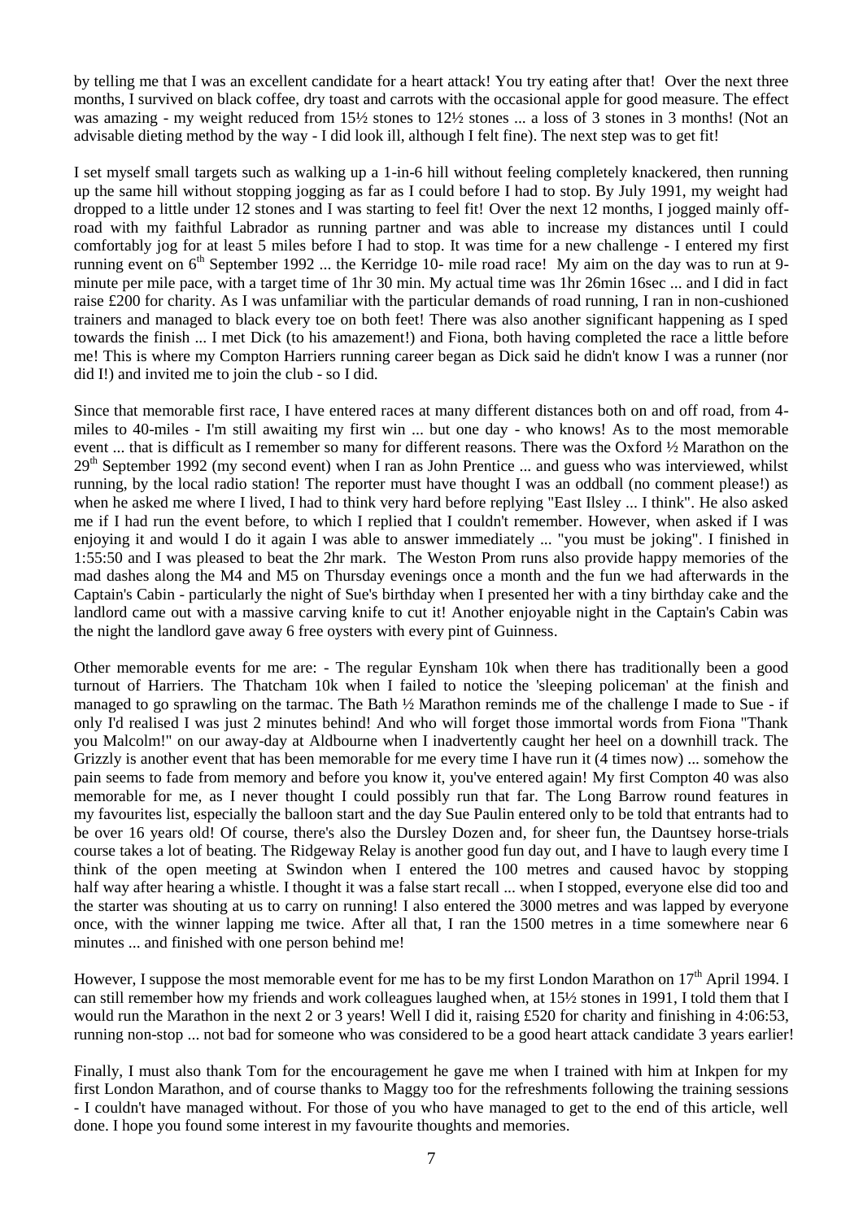by telling me that I was an excellent candidate for a heart attack! You try eating after that! Over the next three months, I survived on black coffee, dry toast and carrots with the occasional apple for good measure. The effect was amazing - my weight reduced from 15½ stones to 12½ stones ... a loss of 3 stones in 3 months! (Not an advisable dieting method by the way - I did look ill, although I felt fine). The next step was to get fit!

I set myself small targets such as walking up a 1-in-6 hill without feeling completely knackered, then running up the same hill without stopping jogging as far as I could before I had to stop. By July 1991, my weight had dropped to a little under 12 stones and I was starting to feel fit! Over the next 12 months, I jogged mainly off-road with my faithful Labrador as running partner and was able to increase my distances until I could comfortably jog for at least 5 miles before I had to stop. It was time for a new challenge - I entered my first running event on 6th September 1992 ... the Kerridge 10- mile road race! My aim on the day was to run at 9-minute per mile pace, with a target time of 1hr 30 min. My actual time was 1hr 26min 16sec ... and I did in fact raise £200 for charity. As I was unfamiliar with the particular demands of road running, I ran in non-cushioned trainers and managed to black every toe on both feet! There was also another significant happening as I sped towards the finish ... I met Dick (to his amazement!) and Fiona, both having completed the race a little before me! This is where my Compton Harriers running career began as Dick said he didn't know I was a runner (nor did I!) and invited me to join the club - so I did.

Since that memorable first race, I have entered races at many different distances both on and off road, from 4-miles to 40-miles - I'm still awaiting my first win ... but one day - who knows! As to the most memorable event ... that is difficult as I remember so many for different reasons. There was the Oxford ½ Marathon on the 29th September 1992 (my second event) when I ran as John Prentice ... and guess who was interviewed, whilst running, by the local radio station! The reporter must have thought I was an oddball (no comment please!) as when he asked me where I lived, I had to think very hard before replying "East Ilsley ... I think". He also asked me if I had run the event before, to which I replied that I couldn't remember. However, when asked if I was enjoying it and would I do it again I was able to answer immediately ... "you must be joking". I finished in 1:55:50 and I was pleased to beat the 2hr mark. The Weston Prom runs also provide happy memories of the mad dashes along the M4 and M5 on Thursday evenings once a month and the fun we had afterwards in the Captain's Cabin - particularly the night of Sue's birthday when I presented her with a tiny birthday cake and the landlord came out with a massive carving knife to cut it! Another enjoyable night in the Captain's Cabin was the night the landlord gave away 6 free oysters with every pint of Guinness.

Other memorable events for me are: - The regular Eynsham 10k when there has traditionally been a good turnout of Harriers. The Thatcham 10k when I failed to notice the 'sleeping policeman' at the finish and managed to go sprawling on the tarmac. The Bath ½ Marathon reminds me of the challenge I made to Sue - if only I'd realised I was just 2 minutes behind! And who will forget those immortal words from Fiona "Thank you Malcolm!" on our away-day at Aldbourne when I inadvertently caught her heel on a downhill track. The Grizzly is another event that has been memorable for me every time I have run it (4 times now) ... somehow the pain seems to fade from memory and before you know it, you've entered again! My first Compton 40 was also memorable for me, as I never thought I could possibly run that far. The Long Barrow round features in my favourites list, especially the balloon start and the day Sue Paulin entered only to be told that entrants had to be over 16 years old! Of course, there's also the Dursley Dozen and, for sheer fun, the Dauntsey horse-trials course takes a lot of beating. The Ridgeway Relay is another good fun day out, and I have to laugh every time I think of the open meeting at Swindon when I entered the 100 metres and caused havoc by stopping half way after hearing a whistle. I thought it was a false start recall ... when I stopped, everyone else did too and the starter was shouting at us to carry on running! I also entered the 3000 metres and was lapped by everyone once, with the winner lapping me twice. After all that, I ran the 1500 metres in a time somewhere near 6 minutes ... and finished with one person behind me!

However, I suppose the most memorable event for me has to be my first London Marathon on 17th April 1994. I can still remember how my friends and work colleagues laughed when, at 15½ stones in 1991, I told them that I would run the Marathon in the next 2 or 3 years! Well I did it, raising £520 for charity and finishing in 4:06:53, running non-stop ... not bad for someone who was considered to be a good heart attack candidate 3 years earlier!

Finally, I must also thank Tom for the encouragement he gave me when I trained with him at Inkpen for my first London Marathon, and of course thanks to Maggy too for the refreshments following the training sessions - I couldn't have managed without. For those of you who have managed to get to the end of this article, well done. I hope you found some interest in my favourite thoughts and memories.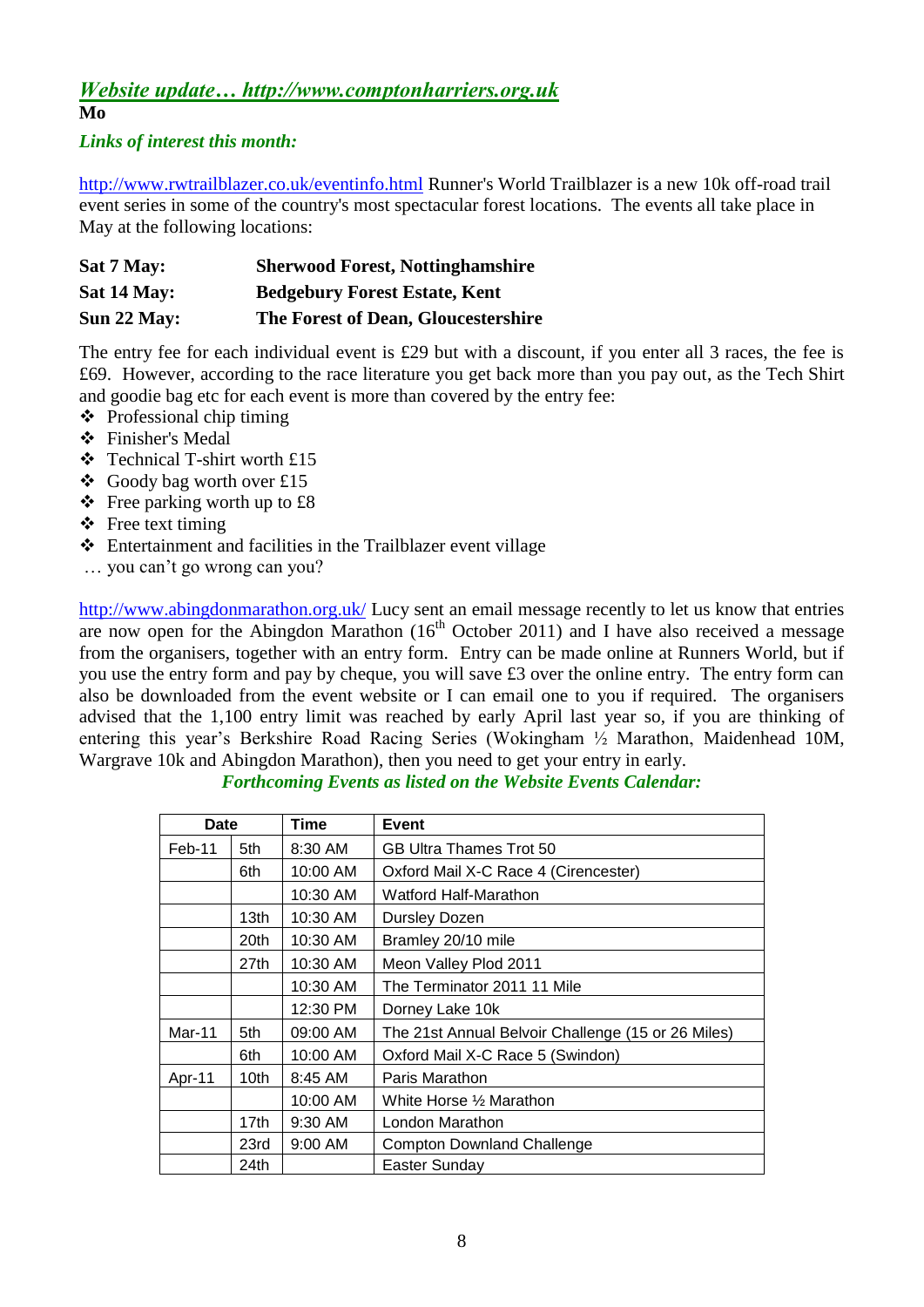## *Website update… http://www.comptonharriers.org.uk*

**Mo**

***Links of interest this month:***

http://www.rwtrailblazer.co.uk/eventinfo.html Runner's World Trailblazer is a new 10k off-road trail event series in some of the country's most spectacular forest locations. The events all take place in May at the following locations:

| | |
|---|---|
| **Sat 7 May:** | **Sherwood Forest, Nottinghamshire** |
| **Sat 14 May:** | **Bedgebury Forest Estate, Kent** |
| **Sun 22 May:** | **The Forest of Dean, Gloucestershire** |

The entry fee for each individual event is £29 but with a discount, if you enter all 3 races, the fee is £69. However, according to the race literature you get back more than you pay out, as the Tech Shirt and goodie bag etc for each event is more than covered by the entry fee:

- Professional chip timing
- Finisher's Medal
- Technical T-shirt worth £15
- Goody bag worth over £15
- Free parking worth up to £8
- Free text timing
- Entertainment and facilities in the Trailblazer event village

… you can't go wrong can you?

http://www.abingdonmarathon.org.uk/ Lucy sent an email message recently to let us know that entries are now open for the Abingdon Marathon (16th October 2011) and I have also received a message from the organisers, together with an entry form. Entry can be made online at Runners World, but if you use the entry form and pay by cheque, you will save £3 over the online entry. The entry form can also be downloaded from the event website or I can email one to you if required. The organisers advised that the 1,100 entry limit was reached by early April last year so, if you are thinking of entering this year's Berkshire Road Racing Series (Wokingham ½ Marathon, Maidenhead 10M, Wargrave 10k and Abingdon Marathon), then you need to get your entry in early.

***Forthcoming Events as listed on the Website Events Calendar:***

| Date | | Time | Event |
|---|---|---|---|
| Feb-11 | 5th | 8:30 AM | GB Ultra Thames Trot 50 |
| | 6th | 10:00 AM | Oxford Mail X-C Race 4 (Cirencester) |
| | | 10:30 AM | Watford Half-Marathon |
| | 13th | 10:30 AM | Dursley Dozen |
| | 20th | 10:30 AM | Bramley 20/10 mile |
| | 27th | 10:30 AM | Meon Valley Plod 2011 |
| | | 10:30 AM | The Terminator 2011 11 Mile |
| | | 12:30 PM | Dorney Lake 10k |
| Mar-11 | 5th | 09:00 AM | The 21st Annual Belvoir Challenge (15 or 26 Miles) |
| | 6th | 10:00 AM | Oxford Mail X-C Race 5 (Swindon) |
| Apr-11 | 10th | 8:45 AM | Paris Marathon |
| | | 10:00 AM | White Horse ½ Marathon |
| | 17th | 9:30 AM | London Marathon |
| | 23rd | 9:00 AM | Compton Downland Challenge |
| | 24th | | Easter Sunday |